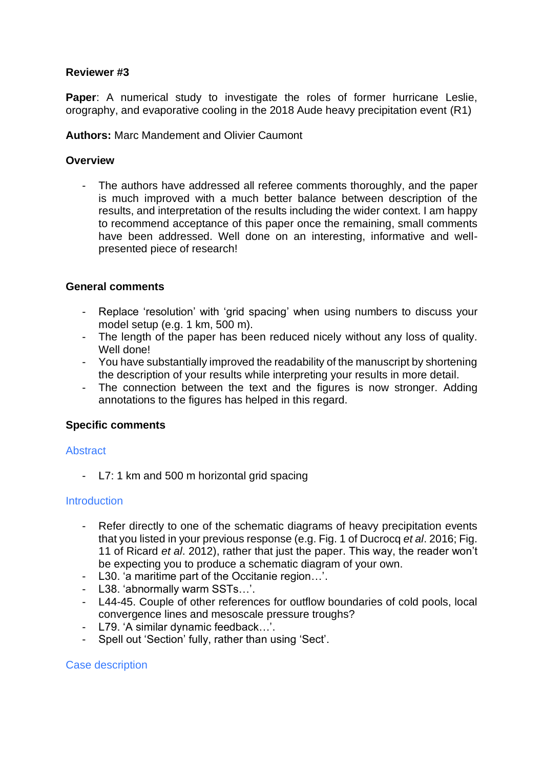**Reviewer #3**

**Paper**: A numerical study to investigate the roles of former hurricane Leslie, orography, and evaporative cooling in the 2018 Aude heavy precipitation event (R1)

**Authors:** Marc Mandement and Olivier Caumont

**Overview**

- The authors have addressed all referee comments thoroughly, and the paper is much improved with a much better balance between description of the results, and interpretation of the results including the wider context. I am happy to recommend acceptance of this paper once the remaining, small comments have been addressed. Well done on an interesting, informative and well-presented piece of research!

**General comments**

- Replace 'resolution' with 'grid spacing' when using numbers to discuss your model setup (e.g. 1 km, 500 m).
- The length of the paper has been reduced nicely without any loss of quality. Well done!
- You have substantially improved the readability of the manuscript by shortening the description of your results while interpreting your results in more detail.
- The connection between the text and the figures is now stronger. Adding annotations to the figures has helped in this regard.

**Specific comments**

Abstract

- L7: 1 km and 500 m horizontal grid spacing

Introduction

- Refer directly to one of the schematic diagrams of heavy precipitation events that you listed in your previous response (e.g. Fig. 1 of Ducrocq *et al*. 2016; Fig. 11 of Ricard *et al*. 2012), rather that just the paper. This way, the reader won't be expecting you to produce a schematic diagram of your own.
- L30. 'a maritime part of the Occitanie region…'.
- L38. 'abnormally warm SSTs…'.
- L44-45. Couple of other references for outflow boundaries of cold pools, local convergence lines and mesoscale pressure troughs?
- L79. 'A similar dynamic feedback…'.
- Spell out 'Section' fully, rather than using 'Sect'.

Case description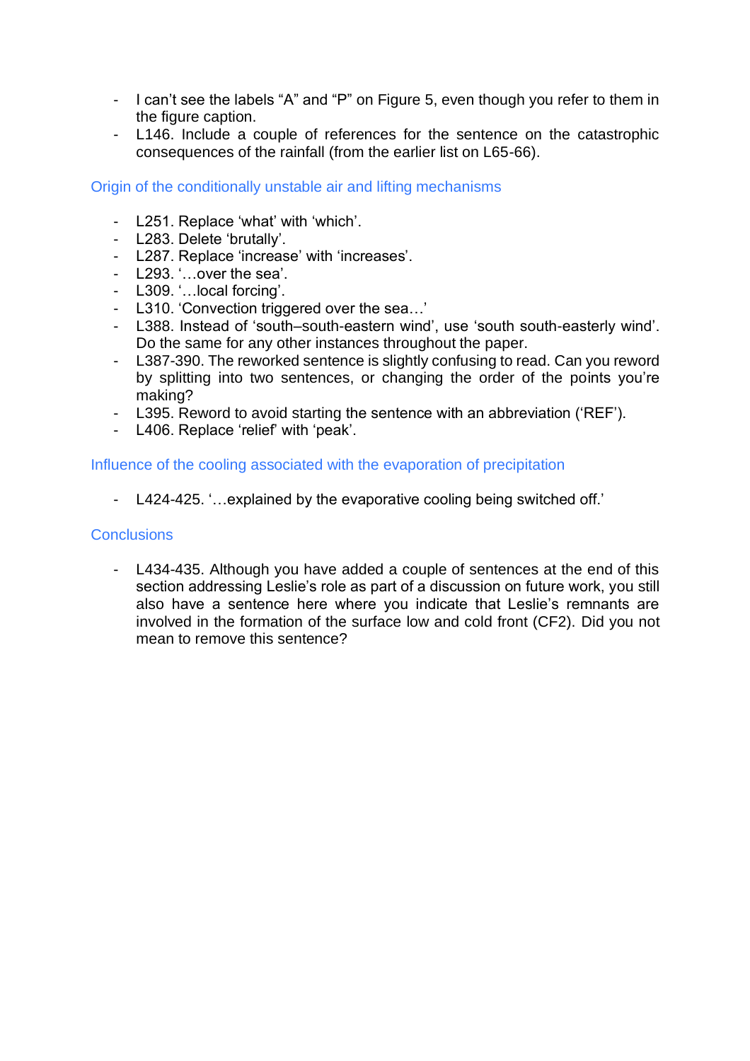- I can't see the labels "A" and "P" on Figure 5, even though you refer to them in the figure caption.
- L146. Include a couple of references for the sentence on the catastrophic consequences of the rainfall (from the earlier list on L65-66).

## Origin of the conditionally unstable air and lifting mechanisms

- L251. Replace 'what' with 'which'.
- L283. Delete 'brutally'.
- L287. Replace 'increase' with 'increases'.
- L293. '…over the sea'.
- L309. '…local forcing'.
- L310. 'Convection triggered over the sea…'
- L388. Instead of 'south–south-eastern wind', use 'south south-easterly wind'. Do the same for any other instances throughout the paper.
- L387-390. The reworked sentence is slightly confusing to read. Can you reword by splitting into two sentences, or changing the order of the points you're making?
- L395. Reword to avoid starting the sentence with an abbreviation ('REF').
- L406. Replace 'relief' with 'peak'.

## Influence of the cooling associated with the evaporation of precipitation

- L424-425. '…explained by the evaporative cooling being switched off.'

## Conclusions

- L434-435. Although you have added a couple of sentences at the end of this section addressing Leslie's role as part of a discussion on future work, you still also have a sentence here where you indicate that Leslie's remnants are involved in the formation of the surface low and cold front (CF2). Did you not mean to remove this sentence?